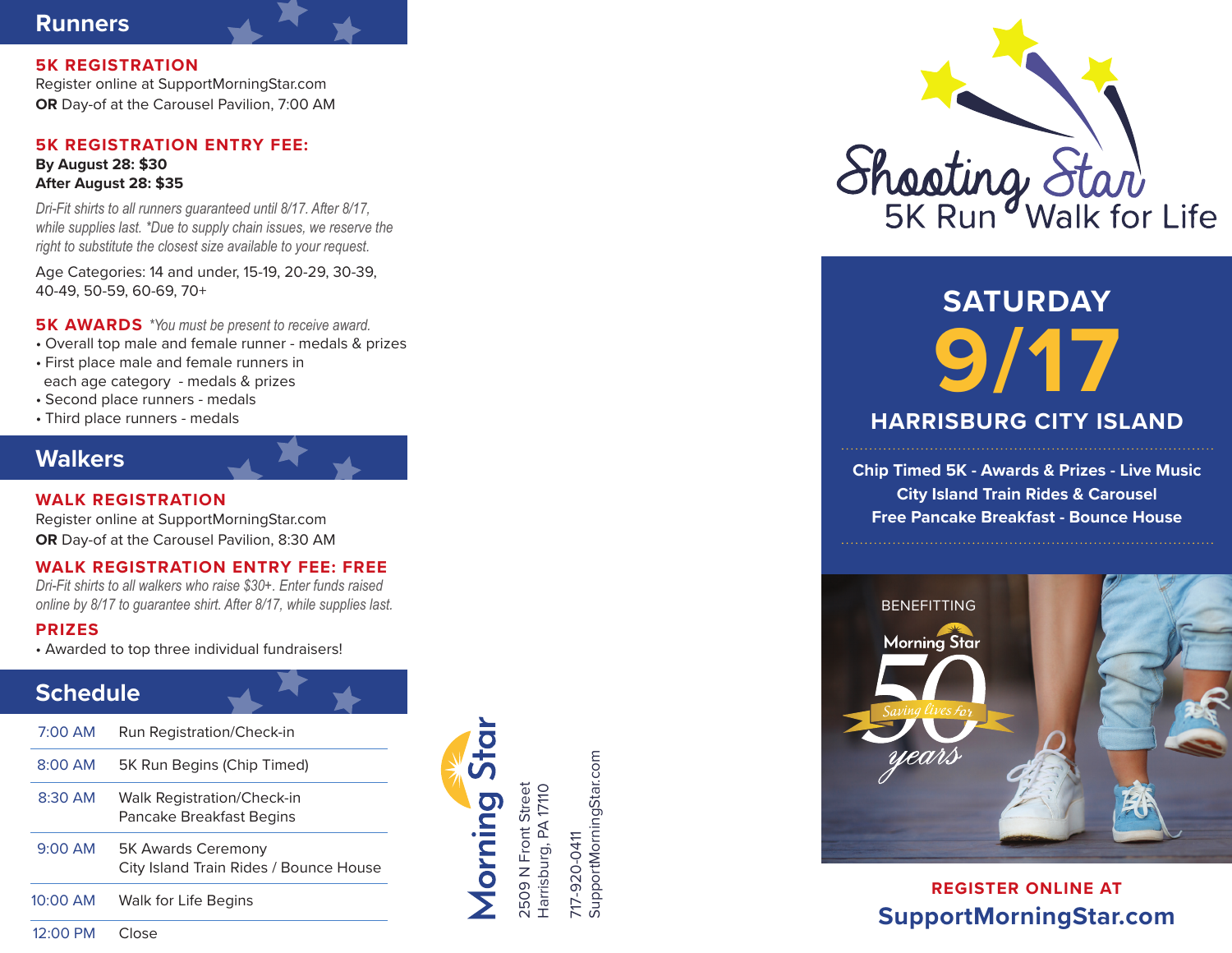## Runners

**5K REGISTRATION**

Register online at SupportMorningStar.com

**OR** Day-of at the Carousel Pavilion, 7:00 AM

**5K REGISTRATION ENTRY FEE:**

**By August 28: $30**

**After August 28: $35**

*Dri-Fit shirts to all runners guaranteed until 8/17. After 8/17, while supplies last. *Due to supply chain issues, we reserve the right to substitute the closest size available to your request.*

Age Categories: 14 and under, 15-19, 20-29, 30-39, 40-49, 50-59, 60-69, 70+

**5K AWARDS** *\*You must be present to receive award.*

- Overall top male and female runner - medals & prizes
- First place male and female runners in each age category - medals & prizes
- Second place runners - medals
- Third place runners - medals

## Walkers

**WALK REGISTRATION**

Register online at SupportMorningStar.com

**OR** Day-of at the Carousel Pavilion, 8:30 AM

**WALK REGISTRATION ENTRY FEE: FREE**

*Dri-Fit shirts to all walkers who raise $30+. Enter funds raised online by 8/17 to guarantee shirt. After 8/17, while supplies last.*

**PRIZES**

- Awarded to top three individual fundraisers!

## Schedule

| | |
|---|---|
| 7:00 AM | Run Registration/Check-in |
| 8:00 AM | 5K Run Begins (Chip Timed) |
| 8:30 AM | Walk Registration/Check-in<br>Pancake Breakfast Begins |
| 9:00 AM | 5K Awards Ceremony<br>City Island Train Rides / Bounce House |
| 10:00 AM | Walk for Life Begins |
| 12:00 PM | Close |

Morning Star

2509 N Front Street
Harrisburg, PA 17110

717-920-0411
SupportMorningStar.com

# Shooting Star
## 5K Run Walk for Life

**SATURDAY**

**9/17**

**HARRISBURG CITY ISLAND**

**Chip Timed 5K - Awards & Prizes - Live Music**
**City Island Train Rides & Carousel**
**Free Pancake Breakfast - Bounce House**

BENEFITTING

Morning Star 50 Saving lives for years

**REGISTER ONLINE AT**

**SupportMorningStar.com**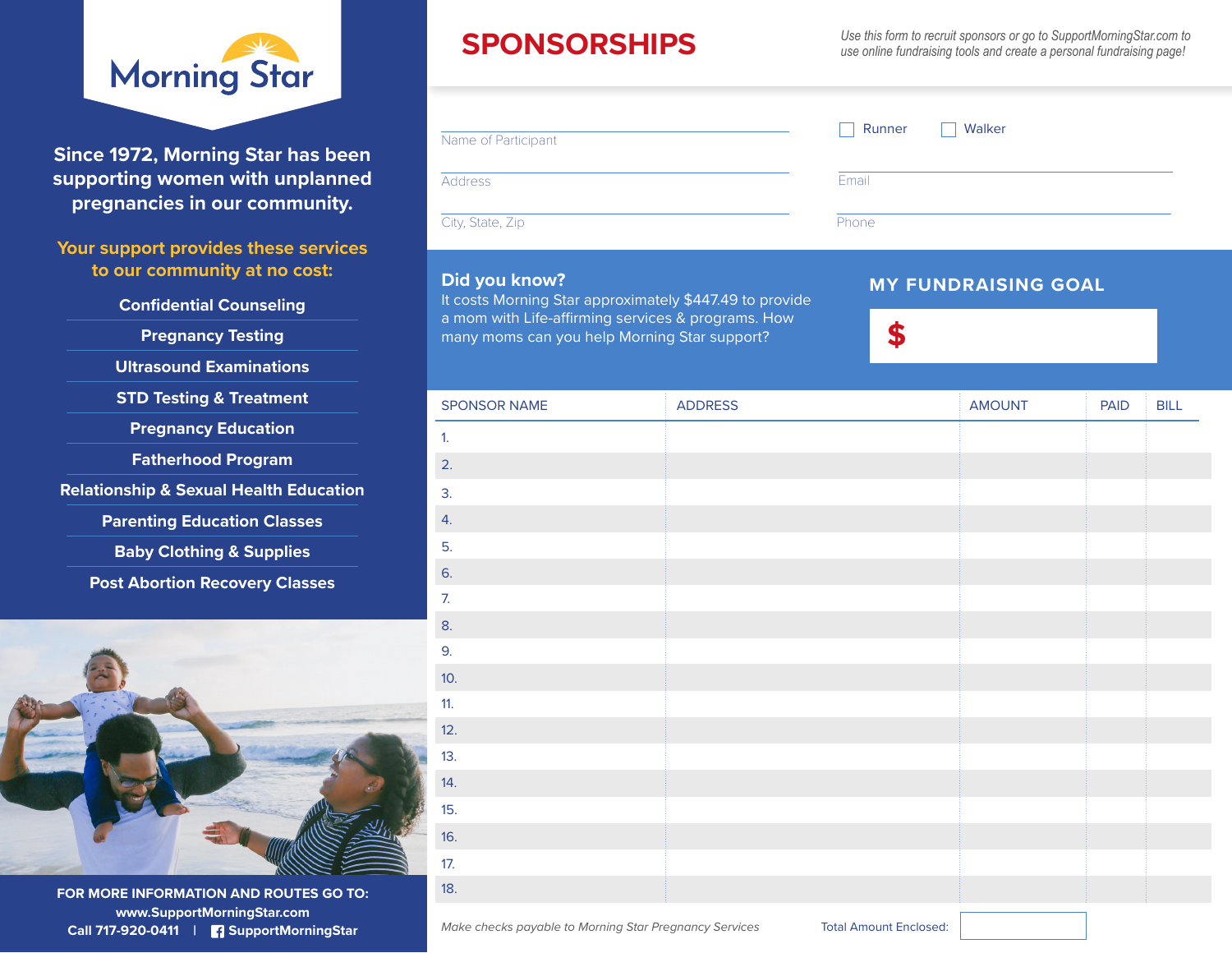Morning Star

**Since 1972, Morning Star has been supporting women with unplanned pregnancies in our community.**

**Your support provides these services to our community at no cost:**

- Confidential Counseling
- Pregnancy Testing
- Ultrasound Examinations
- STD Testing & Treatment
- Pregnancy Education
- Fatherhood Program
- Relationship & Sexual Health Education
- Parenting Education Classes
- Baby Clothing & Supplies
- Post Abortion Recovery Classes

**FOR MORE INFORMATION AND ROUTES GO TO:**
**www.SupportMorningStar.com**
**Call 717-920-0411 | SupportMorningStar**

# SPONSORSHIPS

*Use this form to recruit sponsors or go to SupportMorningStar.com to use online fundraising tools and create a personal fundraising page!*

Name of Participant ____________________ ☐ Runner ☐ Walker

Address ____________________ Email ____________________

City, State, Zip ____________________ Phone ____________________

**Did you know?**
It costs Morning Star approximately $447.49 to provide a mom with Life-affirming services & programs. How many moms can you help Morning Star support?

**MY FUNDRAISING GOAL**

$

| SPONSOR NAME | ADDRESS | AMOUNT | PAID | BILL |
|---|---|---|---|---|
| 1. | | | | |
| 2. | | | | |
| 3. | | | | |
| 4. | | | | |
| 5. | | | | |
| 6. | | | | |
| 7. | | | | |
| 8. | | | | |
| 9. | | | | |
| 10. | | | | |
| 11. | | | | |
| 12. | | | | |
| 13. | | | | |
| 14. | | | | |
| 15. | | | | |
| 16. | | | | |
| 17. | | | | |
| 18. | | | | |

*Make checks payable to Morning Star Pregnancy Services*

Total Amount Enclosed: